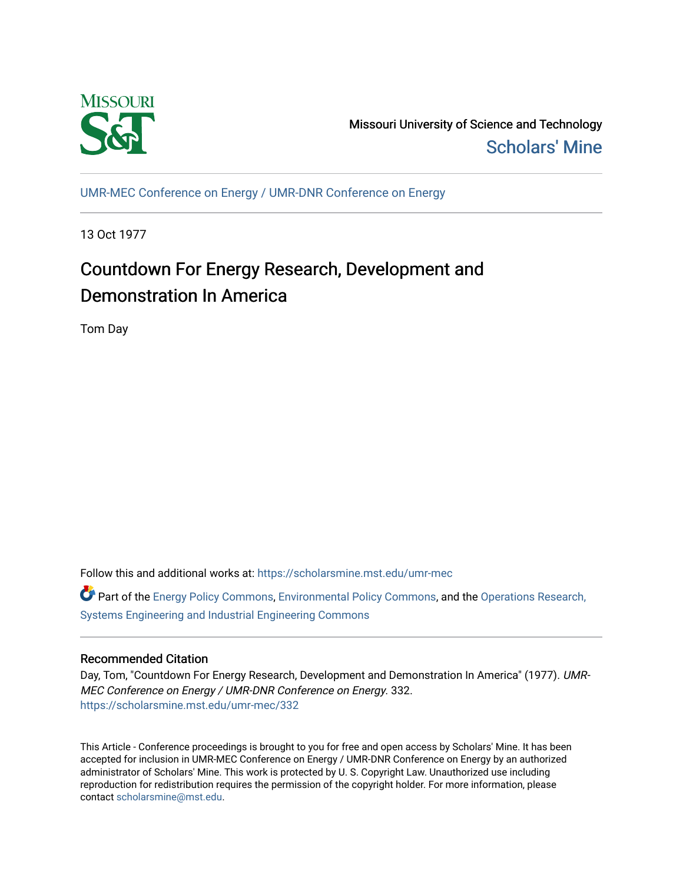Missouri University of Science and Technology

Scholars' Mine

UMR-MEC Conference on Energy / UMR-DNR Conference on Energy

13 Oct 1977

# Countdown For Energy Research, Development and Demonstration In America

Tom Day

Follow this and additional works at: https://scholarsmine.mst.edu/umr-mec

Part of the Energy Policy Commons, Environmental Policy Commons, and the Operations Research, Systems Engineering and Industrial Engineering Commons

## Recommended Citation

Day, Tom, "Countdown For Energy Research, Development and Demonstration In America" (1977). *UMR-MEC Conference on Energy / UMR-DNR Conference on Energy*. 332.
https://scholarsmine.mst.edu/umr-mec/332

This Article - Conference proceedings is brought to you for free and open access by Scholars' Mine. It has been accepted for inclusion in UMR-MEC Conference on Energy / UMR-DNR Conference on Energy by an authorized administrator of Scholars' Mine. This work is protected by U. S. Copyright Law. Unauthorized use including reproduction for redistribution requires the permission of the copyright holder. For more information, please contact scholarsmine@mst.edu.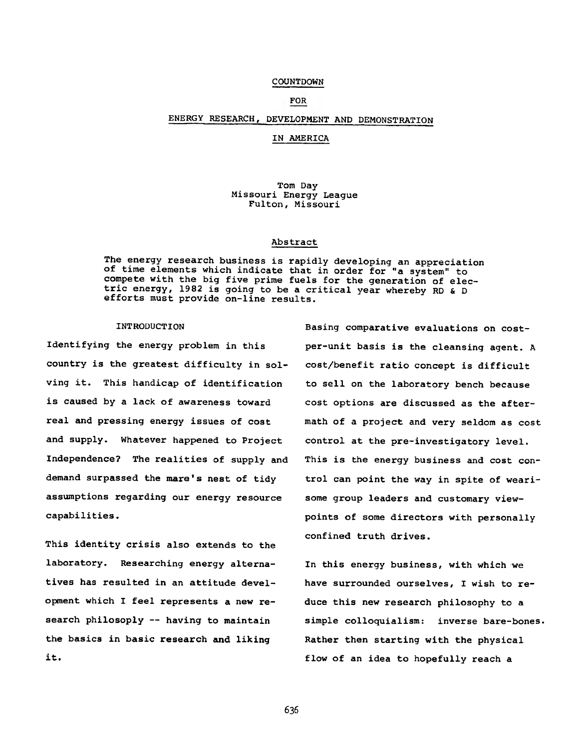# COUNTDOWN

# FOR

# ENERGY RESEARCH, DEVELOPMENT AND DEMONSTRATION

# IN AMERICA

Tom Day
Missouri Energy League
Fulton, Missouri

## Abstract

The energy research business is rapidly developing an appreciation of time elements which indicate that in order for "a system" to compete with the big five prime fuels for the generation of electric energy, 1982 is going to be a critical year whereby RD & D efforts must provide on-line results.

## INTRODUCTION

Identifying the energy problem in this country is the greatest difficulty in solving it. This handicap of identification is caused by a lack of awareness toward real and pressing energy issues of cost and supply. Whatever happened to Project Independence? The realities of supply and demand surpassed the mare's nest of tidy assumptions regarding our energy resource capabilities.

This identity crisis also extends to the laboratory. Researching energy alternatives has resulted in an attitude development which I feel represents a new research philosoply -- having to maintain the basics in basic research and liking it.

Basing comparative evaluations on cost-per-unit basis is the cleansing agent. A cost/benefit ratio concept is difficult to sell on the laboratory bench because cost options are discussed as the aftermath of a project and very seldom as cost control at the pre-investigatory level. This is the energy business and cost control can point the way in spite of wearisome group leaders and customary viewpoints of some directors with personally confined truth drives.

In this energy business, with which we have surrounded ourselves, I wish to reduce this new research philosophy to a simple colloquialism: inverse bare-bones. Rather then starting with the physical flow of an idea to hopefully reach a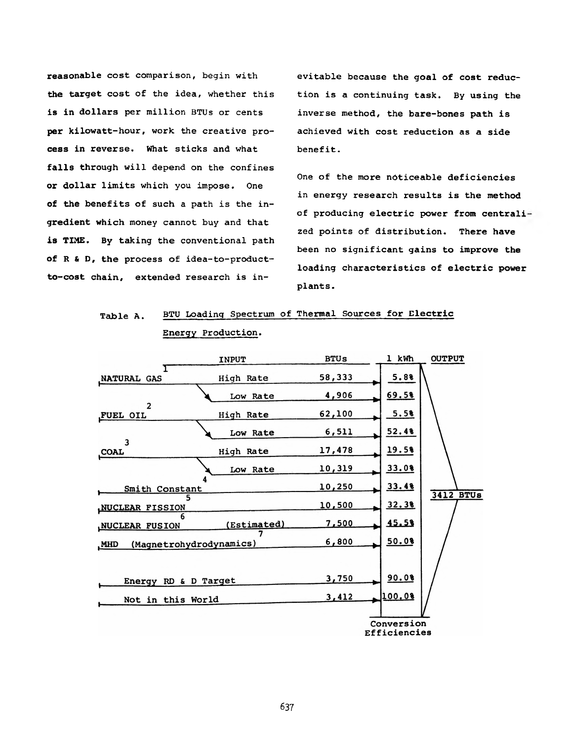reasonable cost comparison, begin with the target cost of the idea, whether this is in dollars per million BTUs or cents per kilowatt-hour, work the creative process in reverse. What sticks and what falls through will depend on the confines or dollar limits which you impose. One of the benefits of such a path is the ingredient which money cannot buy and that is TIME. By taking the conventional path of R & D, the process of idea-to-product-to-cost chain, extended research is inevitable because the goal of cost reduction is a continuing task. By using the inverse method, the bare-bones path is achieved with cost reduction as a side benefit.

One of the more noticeable deficiencies in energy research results is the method of producing electric power from centralized points of distribution. There have been no significant gains to improve the loading characteristics of electric power plants.

Table A. BTU Loading Spectrum of Thermal Sources for Electric Energy Production.

| INPUT | | BTUs | 1 kWh (Conversion Efficiencies) | OUTPUT |
|---|---|---|---|---|
| 1 NATURAL GAS | High Rate | 58,333 | 5.8% | 3412 BTUs |
| | Low Rate | 4,906 | 69.5% | |
| 2 FUEL OIL | High Rate | 62,100 | 5.5% | |
| | Low Rate | 6,511 | 52.4% | |
| 3 COAL | High Rate | 17,478 | 19.5% | |
| | Low Rate | 10,319 | 33.0% | |
| 4 Smith Constant | | 10,250 | 33.4% | |
| 5 NUCLEAR FISSION | | 10,500 | 32.3% | |
| 6 NUCLEAR FUSION | (Estimated) | 7,500 | 45.5% | |
| 7 MHD (Magnetrohydrodynamics) | | 6,800 | 50.0% | |
| Energy RD & D Target | | 3,750 | 90.0% | |
| Not in this World | | 3,412 | 100.0% | |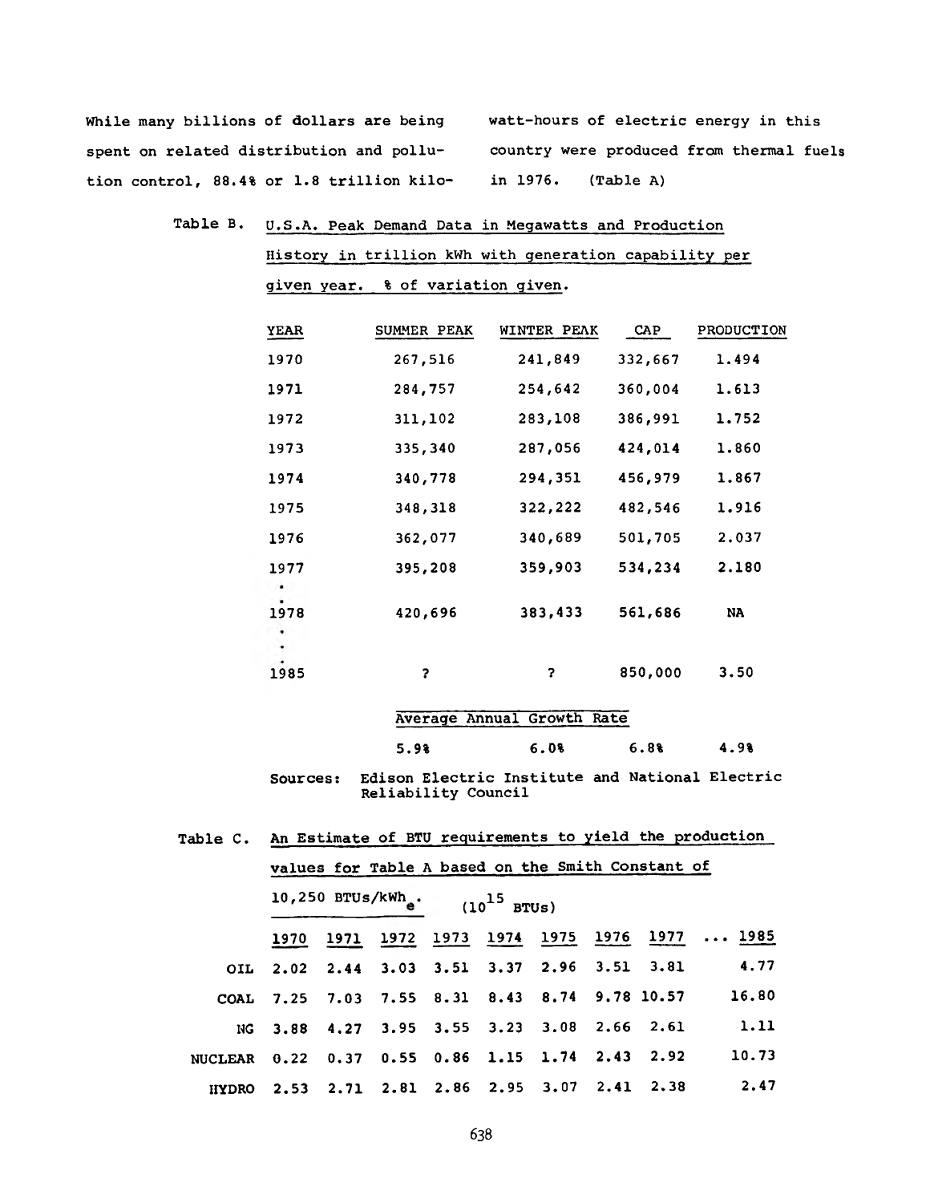While many billions of dollars are being spent on related distribution and pollution control, 88.4% or 1.8 trillion kilowatt-hours of electric energy in this country were produced from thermal fuels in 1976. (Table A)

Table B. U.S.A. Peak Demand Data in Megawatts and Production History in trillion kWh with generation capability per given year. % of variation given.

| YEAR | SUMMER PEAK | WINTER PEAK | CAP | PRODUCTION |
|---|---|---|---|---|
| 1970 | 267,516 | 241,849 | 332,667 | 1.494 |
| 1971 | 284,757 | 254,642 | 360,004 | 1.613 |
| 1972 | 311,102 | 283,108 | 386,991 | 1.752 |
| 1973 | 335,340 | 287,056 | 424,014 | 1.860 |
| 1974 | 340,778 | 294,351 | 456,979 | 1.867 |
| 1975 | 348,318 | 322,222 | 482,546 | 1.916 |
| 1976 | 362,077 | 340,689 | 501,705 | 2.037 |
| 1977 | 395,208 | 359,903 | 534,234 | 2.180 |
| . | | | | |
| 1978 | 420,696 | 383,433 | 561,686 | NA |
| . | | | | |
| 1985 | ? | ? | 850,000 | 3.50 |
| Average Annual Growth Rate | | | | |
| | 5.9% | 6.0% | 6.8% | 4.9% |

Sources: Edison Electric Institute and National Electric Reliability Council

Table C. An Estimate of BTU requirements to yield the production values for Table A based on the Smith Constant of 10,250 BTUs/$kWh_e$. ($10^{15}$ BTUs)

| | 1970 | 1971 | 1972 | 1973 | 1974 | 1975 | 1976 | 1977 | ... 1985 |
|---|---|---|---|---|---|---|---|---|---|
| OIL | 2.02 | 2.44 | 3.03 | 3.51 | 3.37 | 2.96 | 3.51 | 3.81 | 4.77 |
| COAL | 7.25 | 7.03 | 7.55 | 8.31 | 8.43 | 8.74 | 9.78 | 10.57 | 16.80 |
| NG | 3.88 | 4.27 | 3.95 | 3.55 | 3.23 | 3.08 | 2.66 | 2.61 | 1.11 |
| NUCLEAR | 0.22 | 0.37 | 0.55 | 0.86 | 1.15 | 1.74 | 2.43 | 2.92 | 10.73 |
| HYDRO | 2.53 | 2.71 | 2.81 | 2.86 | 2.95 | 3.07 | 2.41 | 2.38 | 2.47 |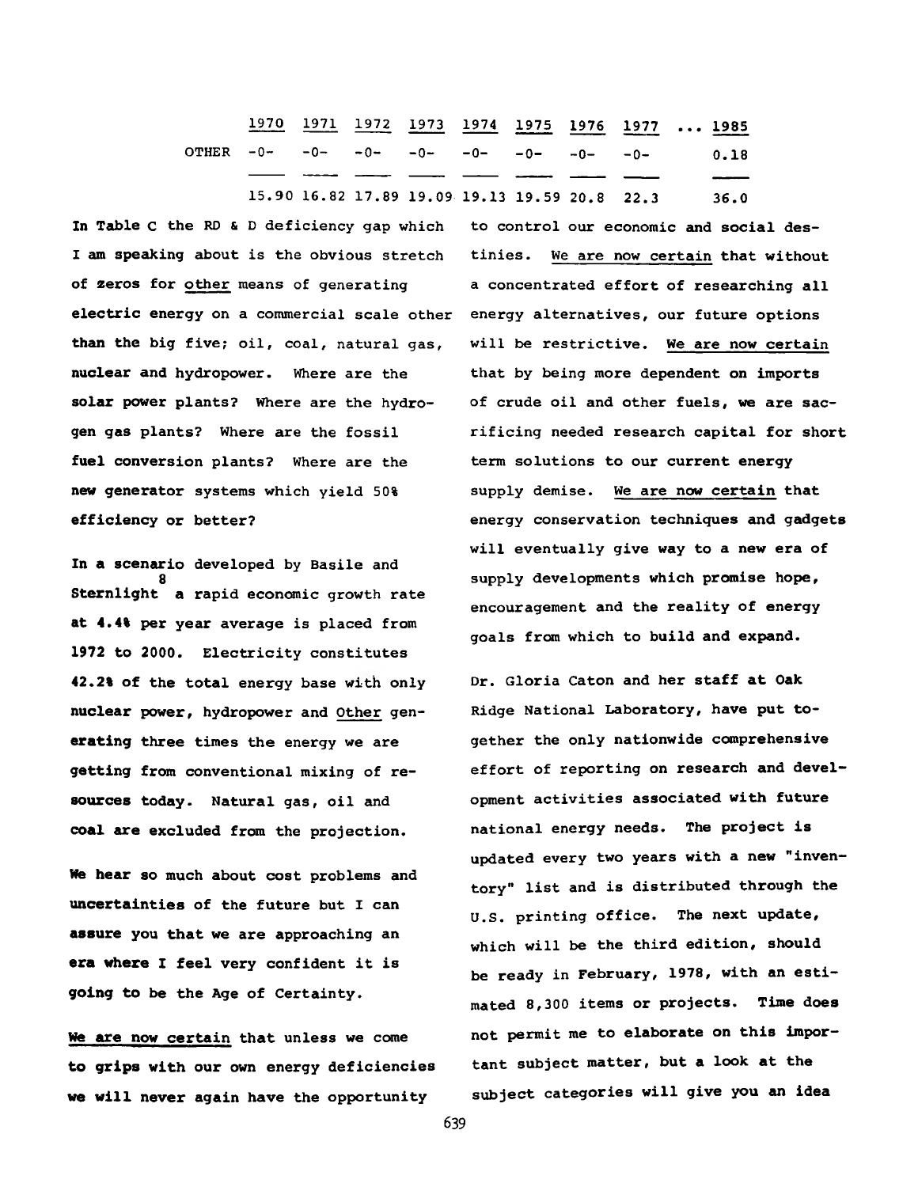| | 1970 | 1971 | 1972 | 1973 | 1974 | 1975 | 1976 | 1977 | ... | 1985 |
|---|---|---|---|---|---|---|---|---|---|---|
| OTHER | -0- | -0- | -0- | -0- | -0- | -0- | -0- | -0- | | 0.18 |
| | 15.90 | 16.82 | 17.89 | 19.09 | 19.13 | 19.59 | 20.8 | 22.3 | | 36.0 |

In Table C the RD & D deficiency gap which I am speaking about is the obvious stretch of zeros for other means of generating electric energy on a commercial scale other than the big five; oil, coal, natural gas, nuclear and hydropower. Where are the solar power plants? Where are the hydrogen gas plants? Where are the fossil fuel conversion plants? Where are the new generator systems which yield 50% efficiency or better?

In a scenario developed by Basile and Sternlight[8] a rapid economic growth rate at 4.4% per year average is placed from 1972 to 2000. Electricity constitutes 42.2% of the total energy base with only nuclear power, hydropower and Other generating three times the energy we are getting from conventional mixing of resources today. Natural gas, oil and coal are excluded from the projection.

We hear so much about cost problems and uncertainties of the future but I can assure you that we are approaching an era where I feel very confident it is going to be the Age of Certainty.

We are now certain that unless we come to grips with our own energy deficiencies we will never again have the opportunity to control our economic and social destinies. We are now certain that without a concentrated effort of researching all energy alternatives, our future options will be restrictive. We are now certain that by being more dependent on imports of crude oil and other fuels, we are sacrificing needed research capital for short term solutions to our current energy supply demise. We are now certain that energy conservation techniques and gadgets will eventually give way to a new era of supply developments which promise hope, encouragement and the reality of energy goals from which to build and expand.

Dr. Gloria Caton and her staff at Oak Ridge National Laboratory, have put together the only nationwide comprehensive effort of reporting on research and development activities associated with future national energy needs. The project is updated every two years with a new "inventory" list and is distributed through the U.S. printing office. The next update, which will be the third edition, should be ready in February, 1978, with an estimated 8,300 items or projects. Time does not permit me to elaborate on this important subject matter, but a look at the subject categories will give you an idea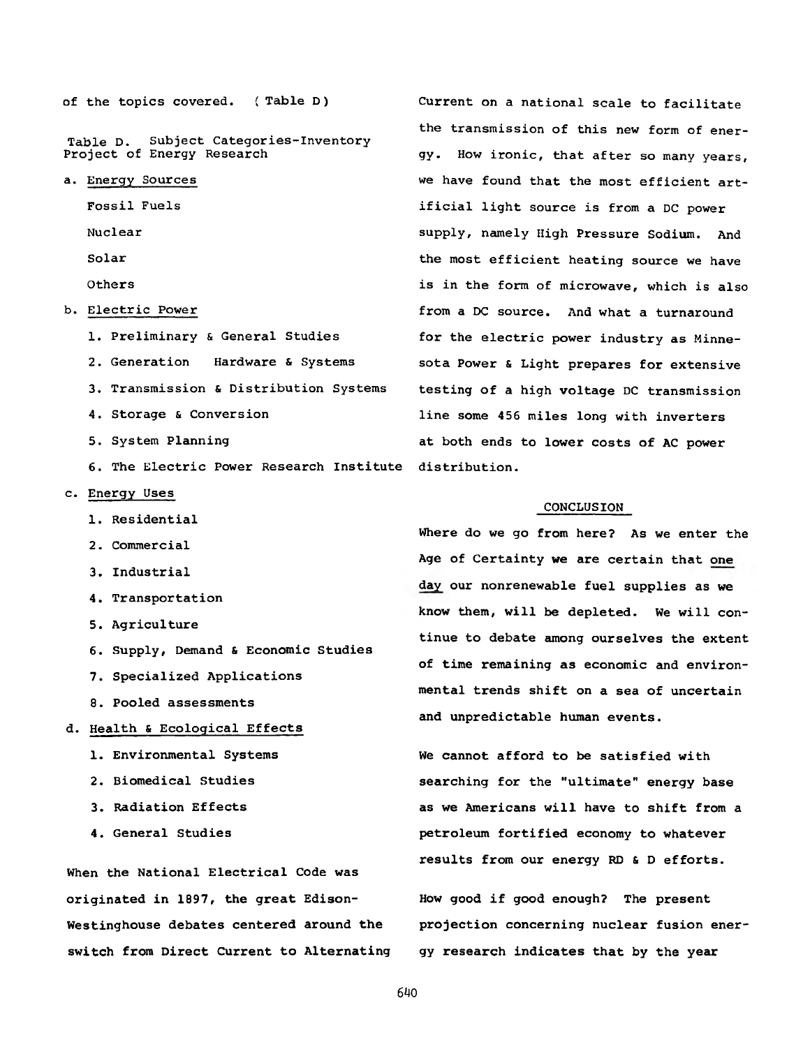of the topics covered. ( Table D)

Table D. Subject Categories-Inventory Project of Energy Research

a. <u>Energy Sources</u>

   Fossil Fuels

   Nuclear

   Solar

   Others

b. <u>Electric Power</u>

   1. Preliminary & General Studies
   2. Generation Hardware & Systems
   3. Transmission & Distribution Systems
   4. Storage & Conversion
   5. System Planning
   6. The Electric Power Research Institute

c. <u>Energy Uses</u>

   1. Residential
   2. Commercial
   3. Industrial
   4. Transportation
   5. Agriculture
   6. Supply, Demand & Economic Studies
   7. Specialized Applications
   8. Pooled assessments

d. <u>Health & Ecological Effects</u>

   1. Environmental Systems
   2. Biomedical Studies
   3. Radiation Effects
   4. General Studies

When the National Electrical Code was originated in 1897, the great Edison-Westinghouse debates centered around the switch from Direct Current to Alternating Current on a national scale to facilitate the transmission of this new form of energy. How ironic, that after so many years, we have found that the most efficient artificial light source is from a DC power supply, namely High Pressure Sodium. And the most efficient heating source we have is in the form of microwave, which is also from a DC source. And what a turnaround for the electric power industry as Minnesota Power & Light prepares for extensive testing of a high voltage DC transmission line some 456 miles long with inverters at both ends to lower costs of AC power distribution.

## CONCLUSION

Where do we go from here? As we enter the Age of Certainty we are certain that <u>one day</u> our nonrenewable fuel supplies as we know them, will be depleted. We will continue to debate among ourselves the extent of time remaining as economic and environmental trends shift on a sea of uncertain and unpredictable human events.

We cannot afford to be satisfied with searching for the "ultimate" energy base as we Americans will have to shift from a petroleum fortified economy to whatever results from our energy RD & D efforts.

How good if good enough? The present projection concerning nuclear fusion energy research indicates that by the year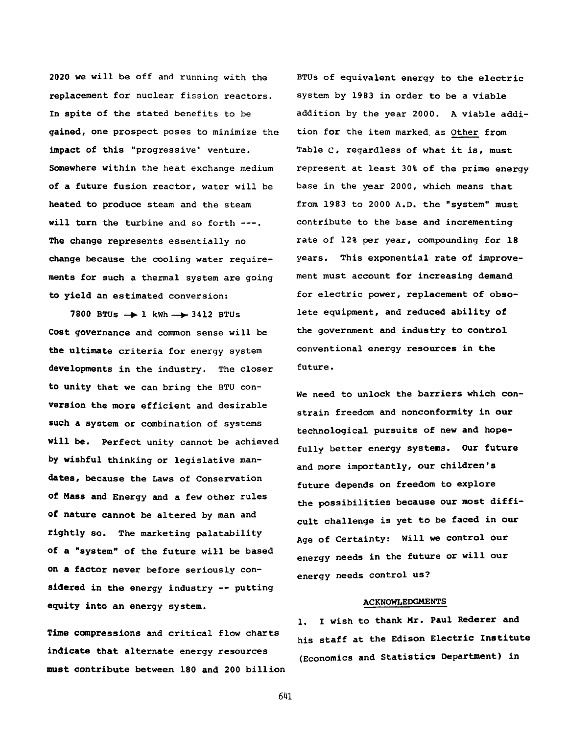2020 we will be off and running with the replacement for nuclear fission reactors. In spite of the stated benefits to be gained, one prospect poses to minimize the impact of this "progressive" venture. Somewhere within the heat exchange medium of a future fusion reactor, water will be heated to produce steam and the steam will turn the turbine and so forth ---. The change represents essentially no change because the cooling water requirements for such a thermal system are going to yield an estimated conversion:

$$7800 \text{ BTUs} \rightarrow 1 \text{ kWh} \rightarrow 3412 \text{ BTUs}$$

Cost governance and common sense will be the ultimate criteria for energy system developments in the industry. The closer to unity that we can bring the BTU conversion the more efficient and desirable such a system or combination of systems will be. Perfect unity cannot be achieved by wishful thinking or legislative mandates, because the Laws of Conservation of Mass and Energy and a few other rules of nature cannot be altered by man and rightly so. The marketing palatability of a "system" of the future will be based on a factor never before seriously considered in the energy industry -- putting equity into an energy system.

Time compressions and critical flow charts indicate that alternate energy resources must contribute between 180 and 200 billion BTUs of equivalent energy to the electric system by 1983 in order to be a viable addition by the year 2000. A viable addition for the item marked as Other from Table C, regardless of what it is, must represent at least 30% of the prime energy base in the year 2000, which means that from 1983 to 2000 A.D. the "system" must contribute to the base and incrementing rate of 12% per year, compounding for 18 years. This exponential rate of improvement must account for increasing demand for electric power, replacement of obsolete equipment, and reduced ability of the government and industry to control conventional energy resources in the future.

We need to unlock the barriers which constrain freedom and nonconformity in our technological pursuits of new and hopefully better energy systems. Our future and more importantly, our children's future depends on freedom to explore the possibilities because our most difficult challenge is yet to be faced in our Age of Certainty: Will we control our energy needs in the future or will our energy needs control us?

## ACKNOWLEDGMENTS

1. I wish to thank Mr. Paul Rederer and his staff at the Edison Electric Institute (Economics and Statistics Department) in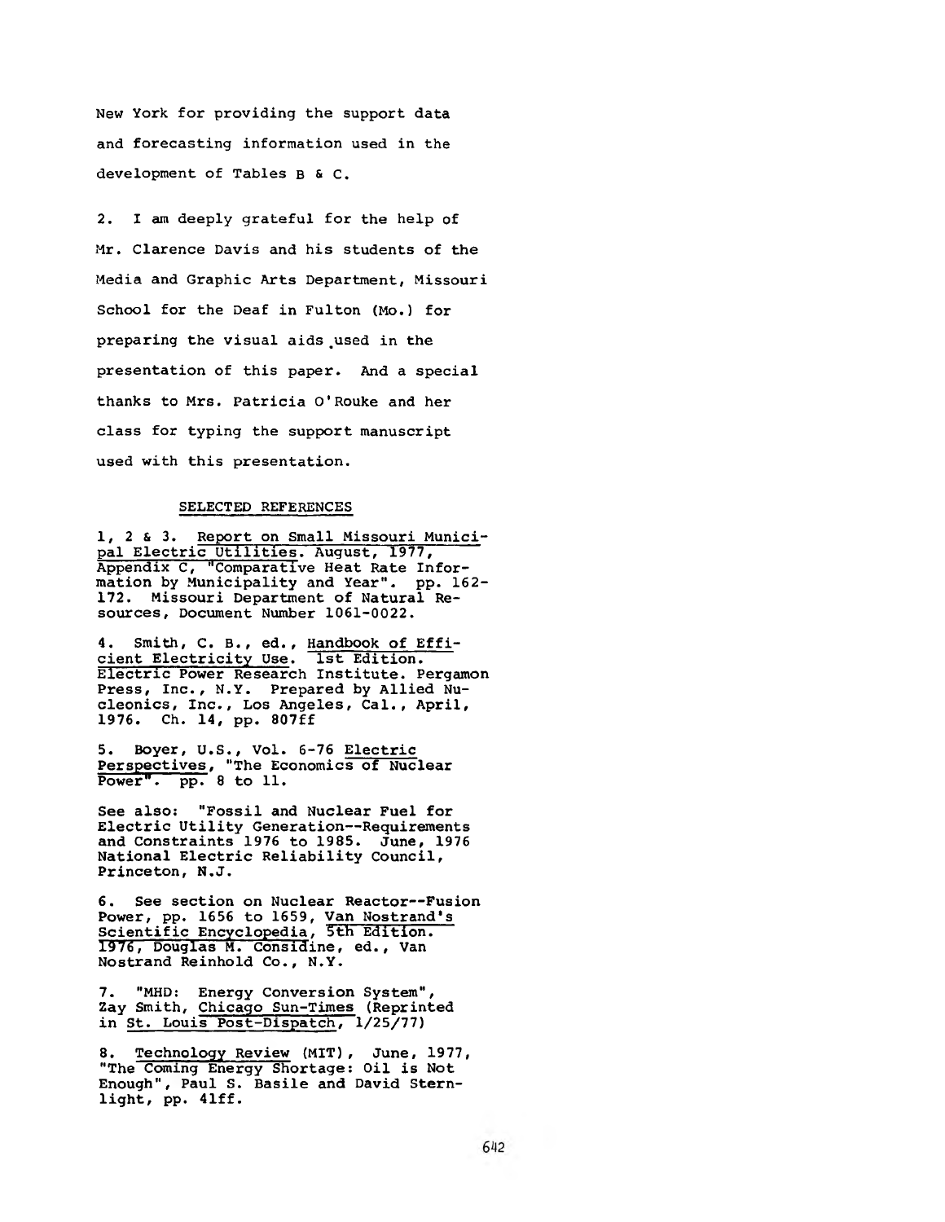New York for providing the support data and forecasting information used in the development of Tables B & C.

2. I am deeply grateful for the help of Mr. Clarence Davis and his students of the Media and Graphic Arts Department, Missouri School for the Deaf in Fulton (Mo.) for preparing the visual aids used in the presentation of this paper. And a special thanks to Mrs. Patricia O'Rouke and her class for typing the support manuscript used with this presentation.

## SELECTED REFERENCES

1, 2 & 3. Report on Small Missouri Municipal Electric Utilities. August, 1977, Appendix C, "Comparative Heat Rate Information by Municipality and Year". pp. 162-172. Missouri Department of Natural Resources, Document Number 1061-0022.

4. Smith, C. B., ed., Handbook of Efficient Electricity Use. 1st Edition. Electric Power Research Institute. Pergamon Press, Inc., N.Y. Prepared by Allied Nucleonics, Inc., Los Angeles, Cal., April, 1976. Ch. 14, pp. 807ff

5. Boyer, U.S., Vol. 6-76 Electric Perspectives, "The Economics of Nuclear Power". pp. 8 to 11.

See also: "Fossil and Nuclear Fuel for Electric Utility Generation--Requirements and Constraints 1976 to 1985. June, 1976 National Electric Reliability Council, Princeton, N.J.

6. See section on Nuclear Reactor--Fusion Power, pp. 1656 to 1659, Van Nostrand's Scientific Encyclopedia, 5th Edition. 1976, Douglas M. Considine, ed., Van Nostrand Reinhold Co., N.Y.

7. "MHD: Energy Conversion System", Zay Smith, Chicago Sun-Times (Reprinted in St. Louis Post-Dispatch, 1/25/77)

8. Technology Review (MIT), June, 1977, "The Coming Energy Shortage: Oil is Not Enough", Paul S. Basile and David Sternlight, pp. 41ff.